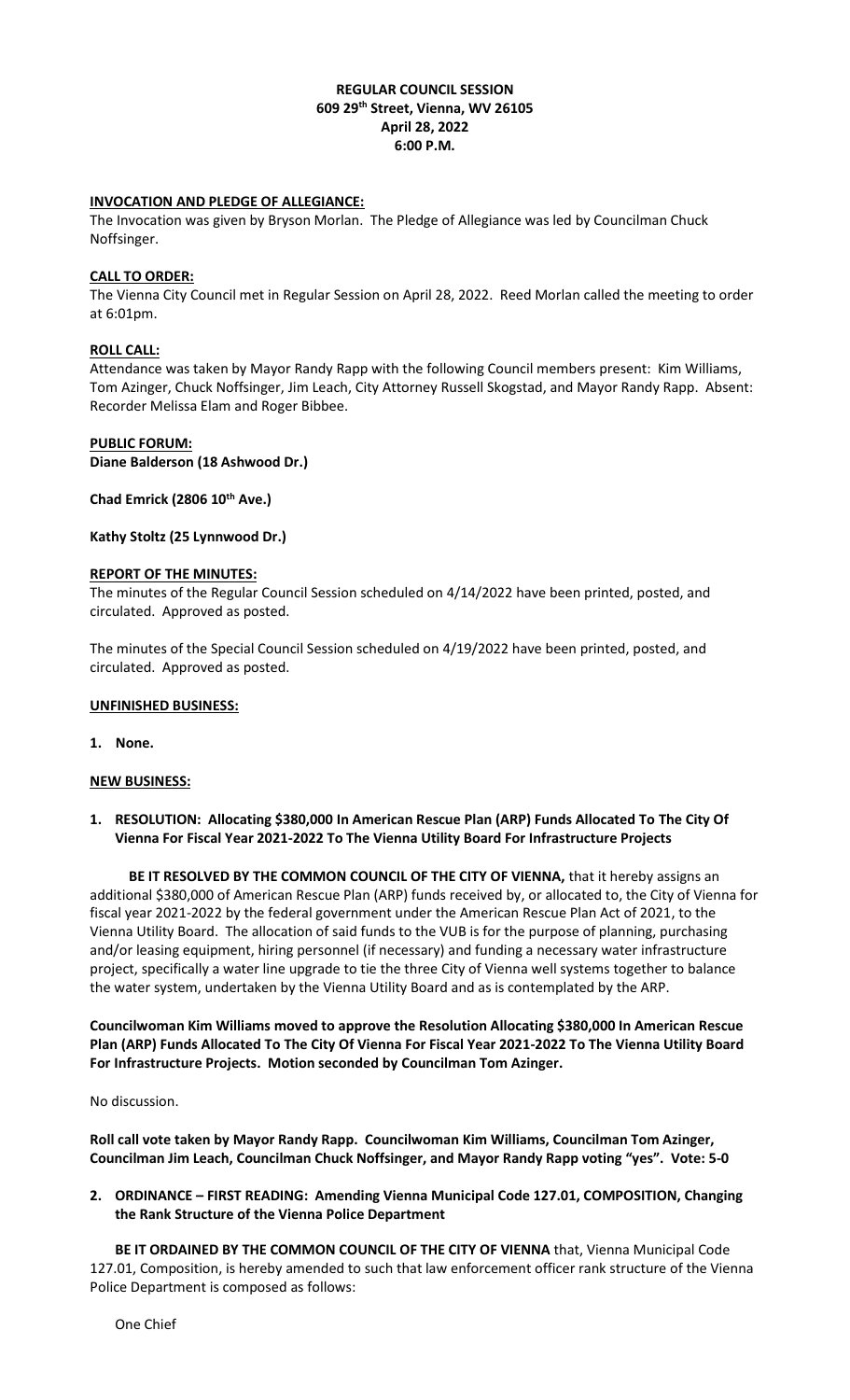**REGULAR COUNCIL SESSION**
**609 29th Street, Vienna, WV 26105**
**April 28, 2022**
**6:00 P.M.**

**INVOCATION AND PLEDGE OF ALLEGIANCE:**

The Invocation was given by Bryson Morlan. The Pledge of Allegiance was led by Councilman Chuck Noffsinger.

**CALL TO ORDER:**

The Vienna City Council met in Regular Session on April 28, 2022. Reed Morlan called the meeting to order at 6:01pm.

**ROLL CALL:**

Attendance was taken by Mayor Randy Rapp with the following Council members present: Kim Williams, Tom Azinger, Chuck Noffsinger, Jim Leach, City Attorney Russell Skogstad, and Mayor Randy Rapp. Absent: Recorder Melissa Elam and Roger Bibbee.

**PUBLIC FORUM:**

**Diane Balderson (18 Ashwood Dr.)**

**Chad Emrick (2806 10th Ave.)**

**Kathy Stoltz (25 Lynnwood Dr.)**

**REPORT OF THE MINUTES:**

The minutes of the Regular Council Session scheduled on 4/14/2022 have been printed, posted, and circulated. Approved as posted.

The minutes of the Special Council Session scheduled on 4/19/2022 have been printed, posted, and circulated. Approved as posted.

**UNFINISHED BUSINESS:**

**1. None.**

**NEW BUSINESS:**

**1. RESOLUTION: Allocating $380,000 In American Rescue Plan (ARP) Funds Allocated To The City Of Vienna For Fiscal Year 2021-2022 To The Vienna Utility Board For Infrastructure Projects**

**BE IT RESOLVED BY THE COMMON COUNCIL OF THE CITY OF VIENNA,** that it hereby assigns an additional $380,000 of American Rescue Plan (ARP) funds received by, or allocated to, the City of Vienna for fiscal year 2021-2022 by the federal government under the American Rescue Plan Act of 2021, to the Vienna Utility Board. The allocation of said funds to the VUB is for the purpose of planning, purchasing and/or leasing equipment, hiring personnel (if necessary) and funding a necessary water infrastructure project, specifically a water line upgrade to tie the three City of Vienna well systems together to balance the water system, undertaken by the Vienna Utility Board and as is contemplated by the ARP.

**Councilwoman Kim Williams moved to approve the Resolution Allocating $380,000 In American Rescue Plan (ARP) Funds Allocated To The City Of Vienna For Fiscal Year 2021-2022 To The Vienna Utility Board For Infrastructure Projects. Motion seconded by Councilman Tom Azinger.**

No discussion.

**Roll call vote taken by Mayor Randy Rapp. Councilwoman Kim Williams, Councilman Tom Azinger, Councilman Jim Leach, Councilman Chuck Noffsinger, and Mayor Randy Rapp voting "yes". Vote: 5-0**

**2. ORDINANCE – FIRST READING: Amending Vienna Municipal Code 127.01, COMPOSITION, Changing the Rank Structure of the Vienna Police Department**

**BE IT ORDAINED BY THE COMMON COUNCIL OF THE CITY OF VIENNA** that, Vienna Municipal Code 127.01, Composition, is hereby amended to such that law enforcement officer rank structure of the Vienna Police Department is composed as follows:

One Chief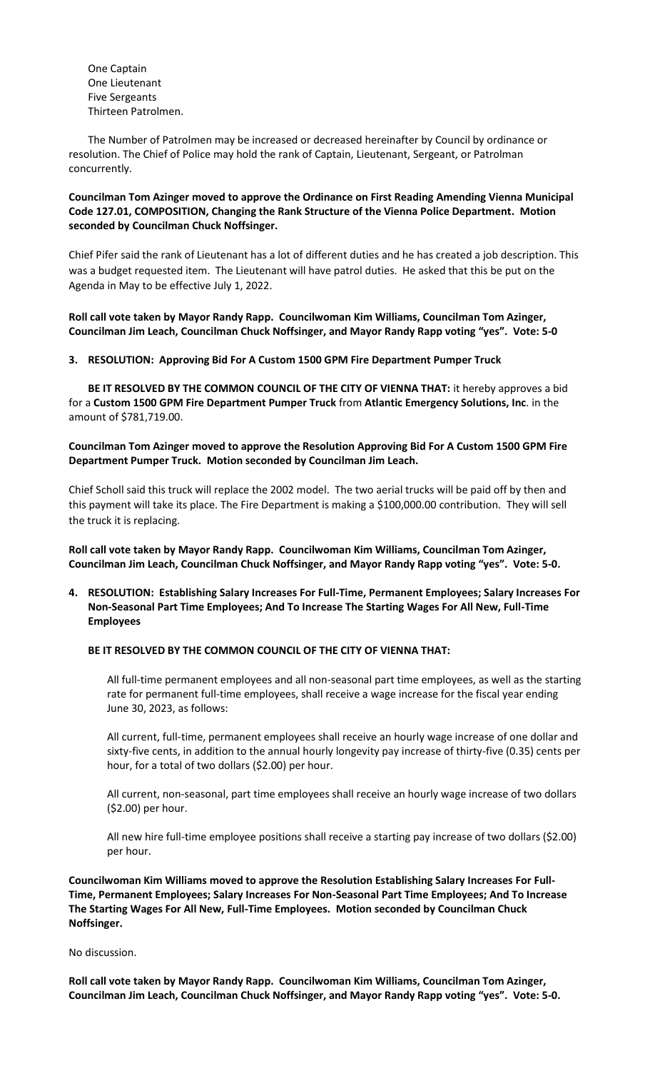One Captain
One Lieutenant
Five Sergeants
Thirteen Patrolmen.

The Number of Patrolmen may be increased or decreased hereinafter by Council by ordinance or resolution. The Chief of Police may hold the rank of Captain, Lieutenant, Sergeant, or Patrolman concurrently.

**Councilman Tom Azinger moved to approve the Ordinance on First Reading Amending Vienna Municipal Code 127.01, COMPOSITION, Changing the Rank Structure of the Vienna Police Department. Motion seconded by Councilman Chuck Noffsinger.**

Chief Pifer said the rank of Lieutenant has a lot of different duties and he has created a job description. This was a budget requested item. The Lieutenant will have patrol duties. He asked that this be put on the Agenda in May to be effective July 1, 2022.

**Roll call vote taken by Mayor Randy Rapp. Councilwoman Kim Williams, Councilman Tom Azinger, Councilman Jim Leach, Councilman Chuck Noffsinger, and Mayor Randy Rapp voting "yes". Vote: 5-0**

**3. RESOLUTION: Approving Bid For A Custom 1500 GPM Fire Department Pumper Truck**

**BE IT RESOLVED BY THE COMMON COUNCIL OF THE CITY OF VIENNA THAT:** it hereby approves a bid for a **Custom 1500 GPM Fire Department Pumper Truck** from **Atlantic Emergency Solutions, Inc**. in the amount of $781,719.00.

**Councilman Tom Azinger moved to approve the Resolution Approving Bid For A Custom 1500 GPM Fire Department Pumper Truck. Motion seconded by Councilman Jim Leach.**

Chief Scholl said this truck will replace the 2002 model. The two aerial trucks will be paid off by then and this payment will take its place. The Fire Department is making a $100,000.00 contribution. They will sell the truck it is replacing.

**Roll call vote taken by Mayor Randy Rapp. Councilwoman Kim Williams, Councilman Tom Azinger, Councilman Jim Leach, Councilman Chuck Noffsinger, and Mayor Randy Rapp voting "yes". Vote: 5-0.**

**4. RESOLUTION: Establishing Salary Increases For Full-Time, Permanent Employees; Salary Increases For Non-Seasonal Part Time Employees; And To Increase The Starting Wages For All New, Full-Time Employees**

**BE IT RESOLVED BY THE COMMON COUNCIL OF THE CITY OF VIENNA THAT:**

All full-time permanent employees and all non-seasonal part time employees, as well as the starting rate for permanent full-time employees, shall receive a wage increase for the fiscal year ending June 30, 2023, as follows:

All current, full-time, permanent employees shall receive an hourly wage increase of one dollar and sixty-five cents, in addition to the annual hourly longevity pay increase of thirty-five (0.35) cents per hour, for a total of two dollars ($2.00) per hour.

All current, non-seasonal, part time employees shall receive an hourly wage increase of two dollars ($2.00) per hour.

All new hire full-time employee positions shall receive a starting pay increase of two dollars ($2.00) per hour.

**Councilwoman Kim Williams moved to approve the Resolution Establishing Salary Increases For Full-Time, Permanent Employees; Salary Increases For Non-Seasonal Part Time Employees; And To Increase The Starting Wages For All New, Full-Time Employees. Motion seconded by Councilman Chuck Noffsinger.**

No discussion.

**Roll call vote taken by Mayor Randy Rapp. Councilwoman Kim Williams, Councilman Tom Azinger, Councilman Jim Leach, Councilman Chuck Noffsinger, and Mayor Randy Rapp voting "yes". Vote: 5-0.**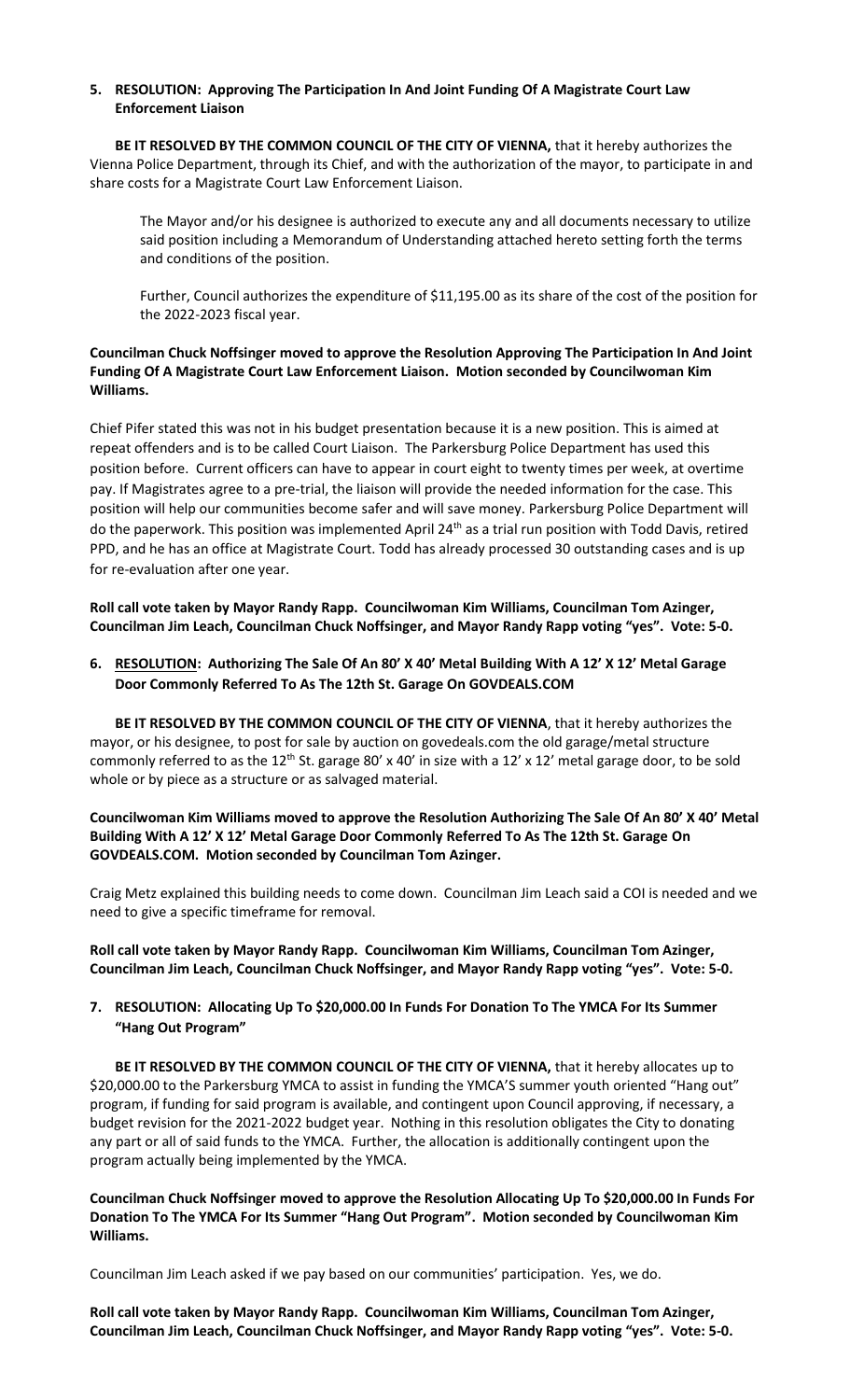**5. RESOLUTION: Approving The Participation In And Joint Funding Of A Magistrate Court Law Enforcement Liaison**

**BE IT RESOLVED BY THE COMMON COUNCIL OF THE CITY OF VIENNA,** that it hereby authorizes the Vienna Police Department, through its Chief, and with the authorization of the mayor, to participate in and share costs for a Magistrate Court Law Enforcement Liaison.

The Mayor and/or his designee is authorized to execute any and all documents necessary to utilize said position including a Memorandum of Understanding attached hereto setting forth the terms and conditions of the position.

Further, Council authorizes the expenditure of $11,195.00 as its share of the cost of the position for the 2022-2023 fiscal year.

**Councilman Chuck Noffsinger moved to approve the Resolution Approving The Participation In And Joint Funding Of A Magistrate Court Law Enforcement Liaison. Motion seconded by Councilwoman Kim Williams.**

Chief Pifer stated this was not in his budget presentation because it is a new position. This is aimed at repeat offenders and is to be called Court Liaison. The Parkersburg Police Department has used this position before. Current officers can have to appear in court eight to twenty times per week, at overtime pay. If Magistrates agree to a pre-trial, the liaison will provide the needed information for the case. This position will help our communities become safer and will save money. Parkersburg Police Department will do the paperwork. This position was implemented April 24th as a trial run position with Todd Davis, retired PPD, and he has an office at Magistrate Court. Todd has already processed 30 outstanding cases and is up for re-evaluation after one year.

**Roll call vote taken by Mayor Randy Rapp. Councilwoman Kim Williams, Councilman Tom Azinger, Councilman Jim Leach, Councilman Chuck Noffsinger, and Mayor Randy Rapp voting "yes". Vote: 5-0.**

**6. RESOLUTION: Authorizing The Sale Of An 80' X 40' Metal Building With A 12' X 12' Metal Garage Door Commonly Referred To As The 12th St. Garage On GOVDEALS.COM**

**BE IT RESOLVED BY THE COMMON COUNCIL OF THE CITY OF VIENNA**, that it hereby authorizes the mayor, or his designee, to post for sale by auction on govedeals.com the old garage/metal structure commonly referred to as the 12th St. garage 80' x 40' in size with a 12' x 12' metal garage door, to be sold whole or by piece as a structure or as salvaged material.

**Councilwoman Kim Williams moved to approve the Resolution Authorizing The Sale Of An 80' X 40' Metal Building With A 12' X 12' Metal Garage Door Commonly Referred To As The 12th St. Garage On GOVDEALS.COM. Motion seconded by Councilman Tom Azinger.**

Craig Metz explained this building needs to come down. Councilman Jim Leach said a COI is needed and we need to give a specific timeframe for removal.

**Roll call vote taken by Mayor Randy Rapp. Councilwoman Kim Williams, Councilman Tom Azinger, Councilman Jim Leach, Councilman Chuck Noffsinger, and Mayor Randy Rapp voting "yes". Vote: 5-0.**

**7. RESOLUTION: Allocating Up To $20,000.00 In Funds For Donation To The YMCA For Its Summer "Hang Out Program"**

**BE IT RESOLVED BY THE COMMON COUNCIL OF THE CITY OF VIENNA,** that it hereby allocates up to $20,000.00 to the Parkersburg YMCA to assist in funding the YMCA'S summer youth oriented "Hang out" program, if funding for said program is available, and contingent upon Council approving, if necessary, a budget revision for the 2021-2022 budget year. Nothing in this resolution obligates the City to donating any part or all of said funds to the YMCA. Further, the allocation is additionally contingent upon the program actually being implemented by the YMCA.

**Councilman Chuck Noffsinger moved to approve the Resolution Allocating Up To $20,000.00 In Funds For Donation To The YMCA For Its Summer "Hang Out Program". Motion seconded by Councilwoman Kim Williams.**

Councilman Jim Leach asked if we pay based on our communities' participation. Yes, we do.

**Roll call vote taken by Mayor Randy Rapp. Councilwoman Kim Williams, Councilman Tom Azinger, Councilman Jim Leach, Councilman Chuck Noffsinger, and Mayor Randy Rapp voting "yes". Vote: 5-0.**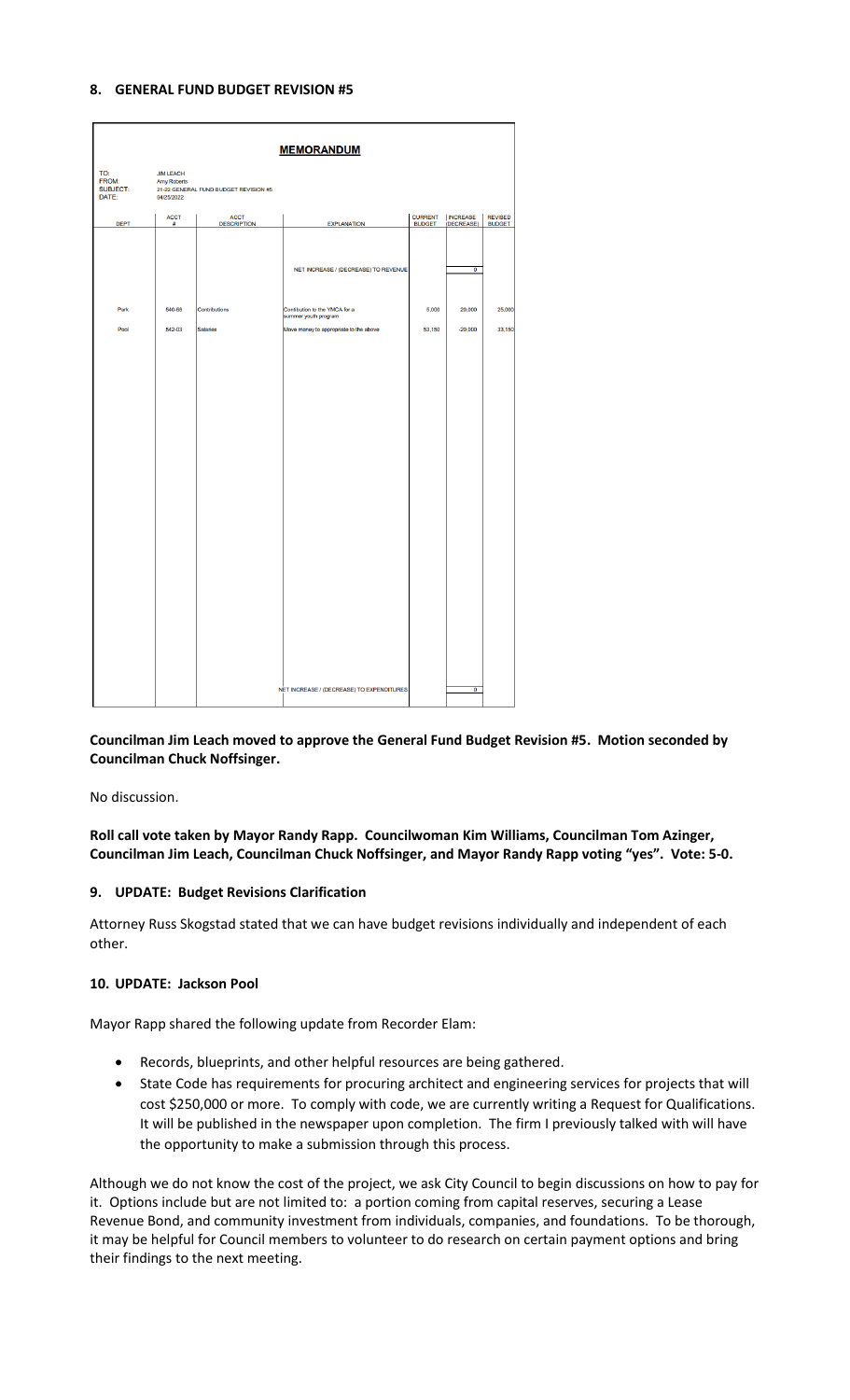## 8. GENERAL FUND BUDGET REVISION #5

**MEMORANDUM**

TO: JIM LEACH
FROM: Amy Roberts
SUBJECT: 21-22 GENERAL FUND BUDGET REVISION #5
DATE: 04/25/2022

| DEPT | ACCT # | ACCT DESCRIPTION | EXPLANATION | CURRENT BUDGET | INCREASE (DECREASE) | REVISED BUDGET |
|---|---|---|---|---|---|---|
| | | | NET INCREASE / (DECREASE) TO REVENUE | | 0 | |
| Park | 540-08 | Contributions | Contribution to the YMCA for a summer youth program | 5,000 | 20,000 | 25,000 |
| Pool | 542-03 | Salaries | Move money to appropriate to the above | 53,150 | -20,000 | 33,150 |
| | | | NET INCREASE / (DECREASE) TO EXPENDITURES | | 0 | |

**Councilman Jim Leach moved to approve the General Fund Budget Revision #5. Motion seconded by Councilman Chuck Noffsinger.**

No discussion.

**Roll call vote taken by Mayor Randy Rapp. Councilwoman Kim Williams, Councilman Tom Azinger, Councilman Jim Leach, Councilman Chuck Noffsinger, and Mayor Randy Rapp voting "yes". Vote: 5-0.**

## 9. UPDATE: Budget Revisions Clarification

Attorney Russ Skogstad stated that we can have budget revisions individually and independent of each other.

## 10. UPDATE: Jackson Pool

Mayor Rapp shared the following update from Recorder Elam:

- Records, blueprints, and other helpful resources are being gathered.
- State Code has requirements for procuring architect and engineering services for projects that will cost $250,000 or more. To comply with code, we are currently writing a Request for Qualifications. It will be published in the newspaper upon completion. The firm I previously talked with will have the opportunity to make a submission through this process.

Although we do not know the cost of the project, we ask City Council to begin discussions on how to pay for it. Options include but are not limited to: a portion coming from capital reserves, securing a Lease Revenue Bond, and community investment from individuals, companies, and foundations. To be thorough, it may be helpful for Council members to volunteer to do research on certain payment options and bring their findings to the next meeting.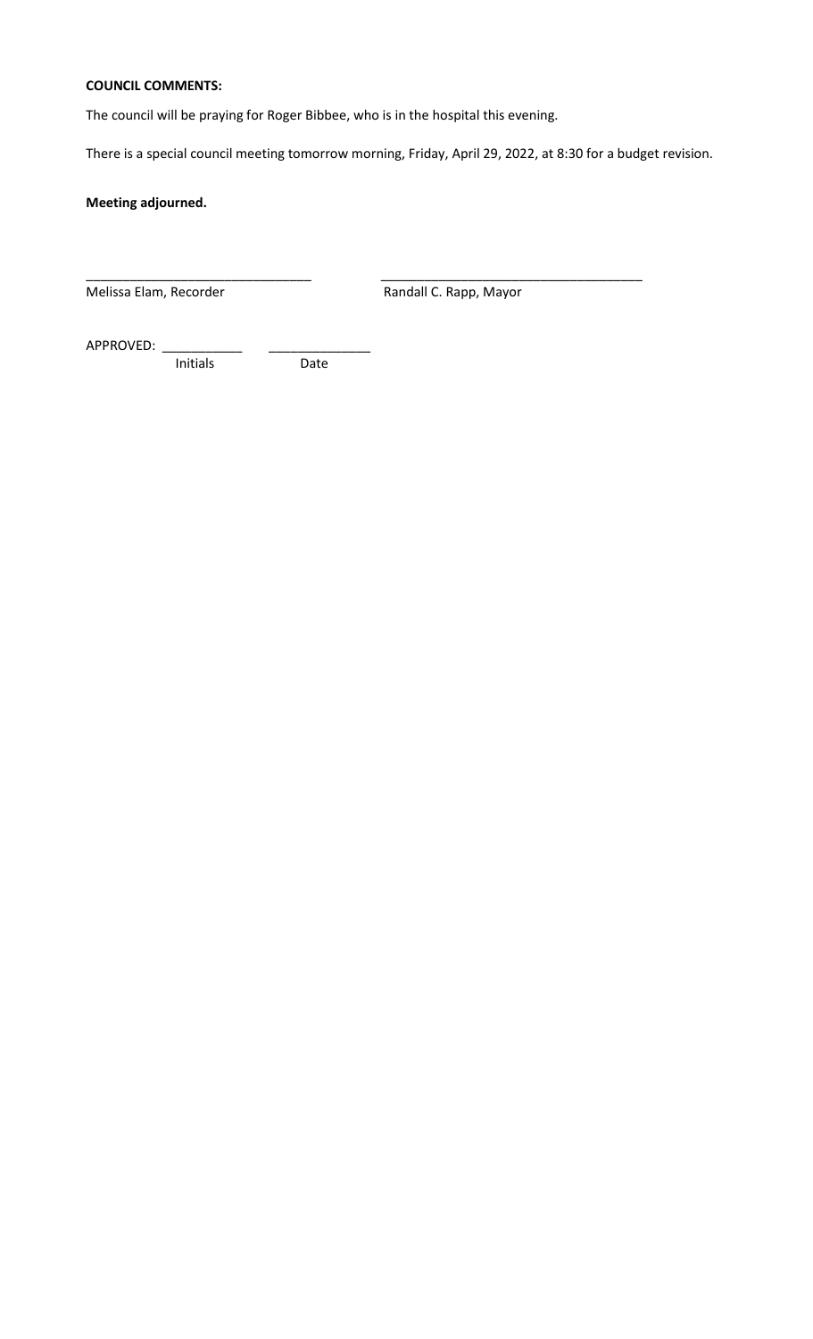**COUNCIL COMMENTS:**

The council will be praying for Roger Bibbee, who is in the hospital this evening.

There is a special council meeting tomorrow morning, Friday, April 29, 2022, at 8:30 for a budget revision.

**Meeting adjourned.**

_______________________________ ____________________________________

Melissa Elam, Recorder Randall C. Rapp, Mayor

APPROVED: ___________ ______________

Initials Date